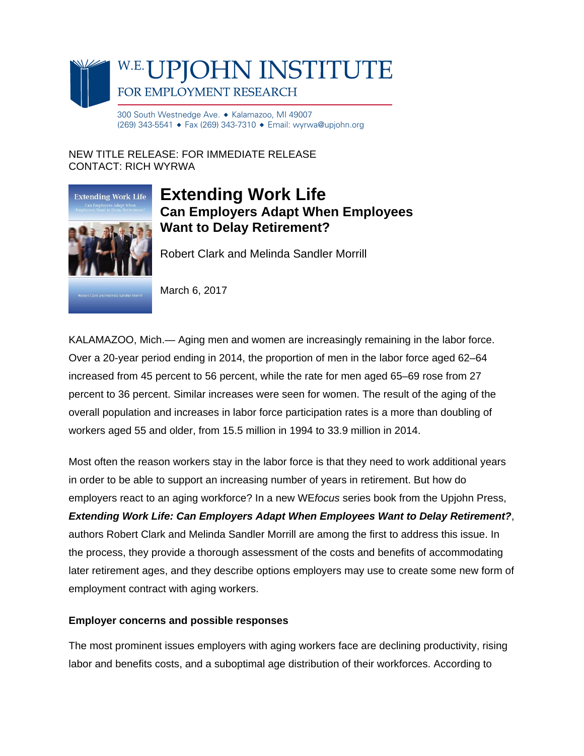W.E. UPJOHN INSTITUTE
FOR EMPLOYMENT RESEARCH

300 South Westnedge Ave. ◆ Kalamazoo, MI 49007
(269) 343-5541 ◆ Fax (269) 343-7310 ◆ Email: wyrwa@upjohn.org

NEW TITLE RELEASE: FOR IMMEDIATE RELEASE
CONTACT: RICH WYRWA

# Extending Work Life

## Can Employers Adapt When Employees Want to Delay Retirement?

Robert Clark and Melinda Sandler Morrill

March 6, 2017

KALAMAZOO, Mich.— Aging men and women are increasingly remaining in the labor force. Over a 20-year period ending in 2014, the proportion of men in the labor force aged 62–64 increased from 45 percent to 56 percent, while the rate for men aged 65–69 rose from 27 percent to 36 percent. Similar increases were seen for women. The result of the aging of the overall population and increases in labor force participation rates is a more than doubling of workers aged 55 and older, from 15.5 million in 1994 to 33.9 million in 2014.

Most often the reason workers stay in the labor force is that they need to work additional years in order to be able to support an increasing number of years in retirement. But how do employers react to an aging workforce? In a new WE*focus* series book from the Upjohn Press, ***Extending Work Life: Can Employers Adapt When Employees Want to Delay Retirement?***, authors Robert Clark and Melinda Sandler Morrill are among the first to address this issue. In the process, they provide a thorough assessment of the costs and benefits of accommodating later retirement ages, and they describe options employers may use to create some new form of employment contract with aging workers.

**Employer concerns and possible responses**

The most prominent issues employers with aging workers face are declining productivity, rising labor and benefits costs, and a suboptimal age distribution of their workforces. According to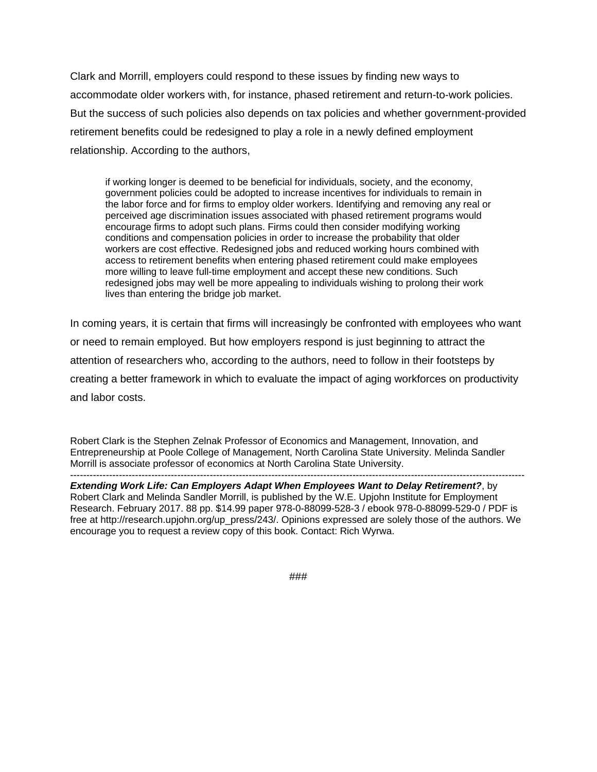Clark and Morrill, employers could respond to these issues by finding new ways to accommodate older workers with, for instance, phased retirement and return-to-work policies. But the success of such policies also depends on tax policies and whether government-provided retirement benefits could be redesigned to play a role in a newly defined employment relationship. According to the authors,

> if working longer is deemed to be beneficial for individuals, society, and the economy, government policies could be adopted to increase incentives for individuals to remain in the labor force and for firms to employ older workers. Identifying and removing any real or perceived age discrimination issues associated with phased retirement programs would encourage firms to adopt such plans. Firms could then consider modifying working conditions and compensation policies in order to increase the probability that older workers are cost effective. Redesigned jobs and reduced working hours combined with access to retirement benefits when entering phased retirement could make employees more willing to leave full-time employment and accept these new conditions. Such redesigned jobs may well be more appealing to individuals wishing to prolong their work lives than entering the bridge job market.

In coming years, it is certain that firms will increasingly be confronted with employees who want or need to remain employed. But how employers respond is just beginning to attract the attention of researchers who, according to the authors, need to follow in their footsteps by creating a better framework in which to evaluate the impact of aging workforces on productivity and labor costs.

Robert Clark is the Stephen Zelnak Professor of Economics and Management, Innovation, and Entrepreneurship at Poole College of Management, North Carolina State University. Melinda Sandler Morrill is associate professor of economics at North Carolina State University.

---

***Extending Work Life: Can Employers Adapt When Employees Want to Delay Retirement?***, by Robert Clark and Melinda Sandler Morrill, is published by the W.E. Upjohn Institute for Employment Research. February 2017. 88 pp. $14.99 paper 978-0-88099-528-3 / ebook 978-0-88099-529-0 / PDF is free at http://research.upjohn.org/up_press/243/. Opinions expressed are solely those of the authors. We encourage you to request a review copy of this book. Contact: Rich Wyrwa.

###